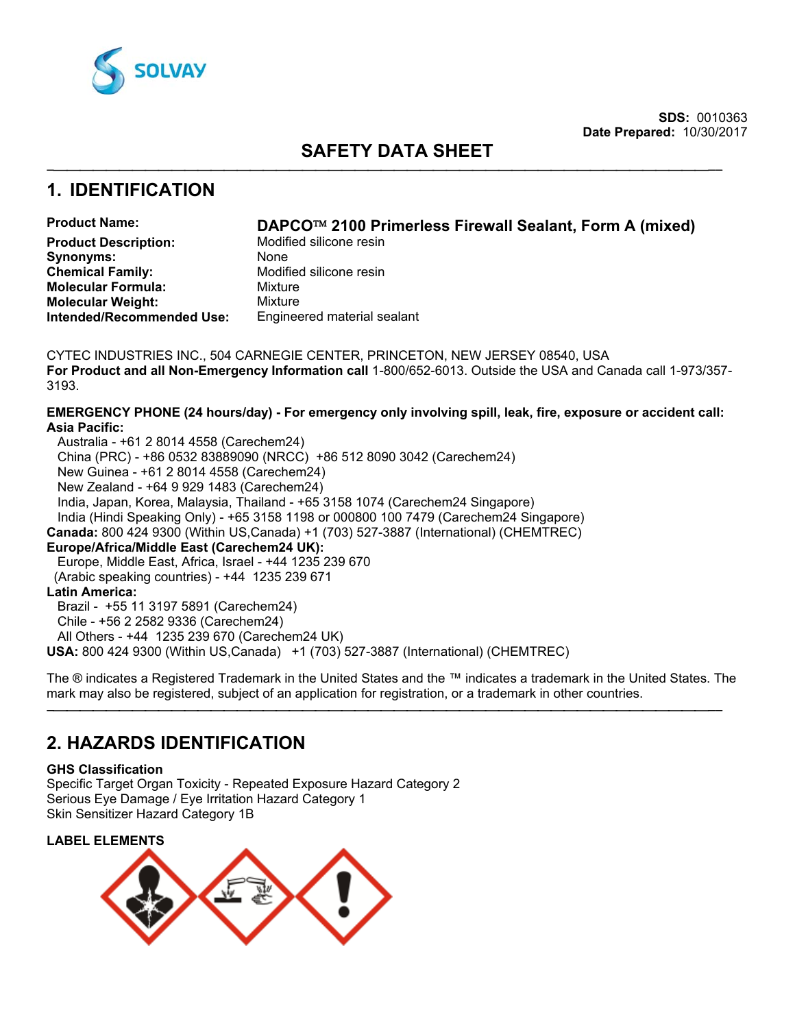SDS: 0010363
Date Prepared: 10/30/2017

# SAFETY DATA SHEET

## 1. IDENTIFICATION

**Product Name:** **DAPCO™ 2100 Primerless Firewall Sealant, Form A (mixed)**
**Product Description:** Modified silicone resin
**Synonyms:** None
**Chemical Family:** Modified silicone resin
**Molecular Formula:** Mixture
**Molecular Weight:** Mixture
**Intended/Recommended Use:** Engineered material sealant

CYTEC INDUSTRIES INC., 504 CARNEGIE CENTER, PRINCETON, NEW JERSEY 08540, USA
**For Product and all Non-Emergency Information call** 1-800/652-6013. Outside the USA and Canada call 1-973/357-3193.

**EMERGENCY PHONE (24 hours/day) - For emergency only involving spill, leak, fire, exposure or accident call:**
**Asia Pacific:**
Australia - +61 2 8014 4558 (Carechem24)
China (PRC) - +86 0532 83889090 (NRCC) +86 512 8090 3042 (Carechem24)
New Guinea - +61 2 8014 4558 (Carechem24)
New Zealand - +64 9 929 1483 (Carechem24)
India, Japan, Korea, Malaysia, Thailand - +65 3158 1074 (Carechem24 Singapore)
India (Hindi Speaking Only) - +65 3158 1198 or 000800 100 7479 (Carechem24 Singapore)
**Canada:** 800 424 9300 (Within US,Canada) +1 (703) 527-3887 (International) (CHEMTREC)
**Europe/Africa/Middle East (Carechem24 UK):**
Europe, Middle East, Africa, Israel - +44 1235 239 670
(Arabic speaking countries) - +44 1235 239 671
**Latin America:**
Brazil - +55 11 3197 5891 (Carechem24)
Chile - +56 2 2582 9336 (Carechem24)
All Others - +44 1235 239 670 (Carechem24 UK)
**USA:** 800 424 9300 (Within US,Canada) +1 (703) 527-3887 (International) (CHEMTREC)

The ® indicates a Registered Trademark in the United States and the ™ indicates a trademark in the United States. The mark may also be registered, subject of an application for registration, or a trademark in other countries.

## 2. HAZARDS IDENTIFICATION

**GHS Classification**
Specific Target Organ Toxicity - Repeated Exposure Hazard Category 2
Serious Eye Damage / Eye Irritation Hazard Category 1
Skin Sensitizer Hazard Category 1B

**LABEL ELEMENTS**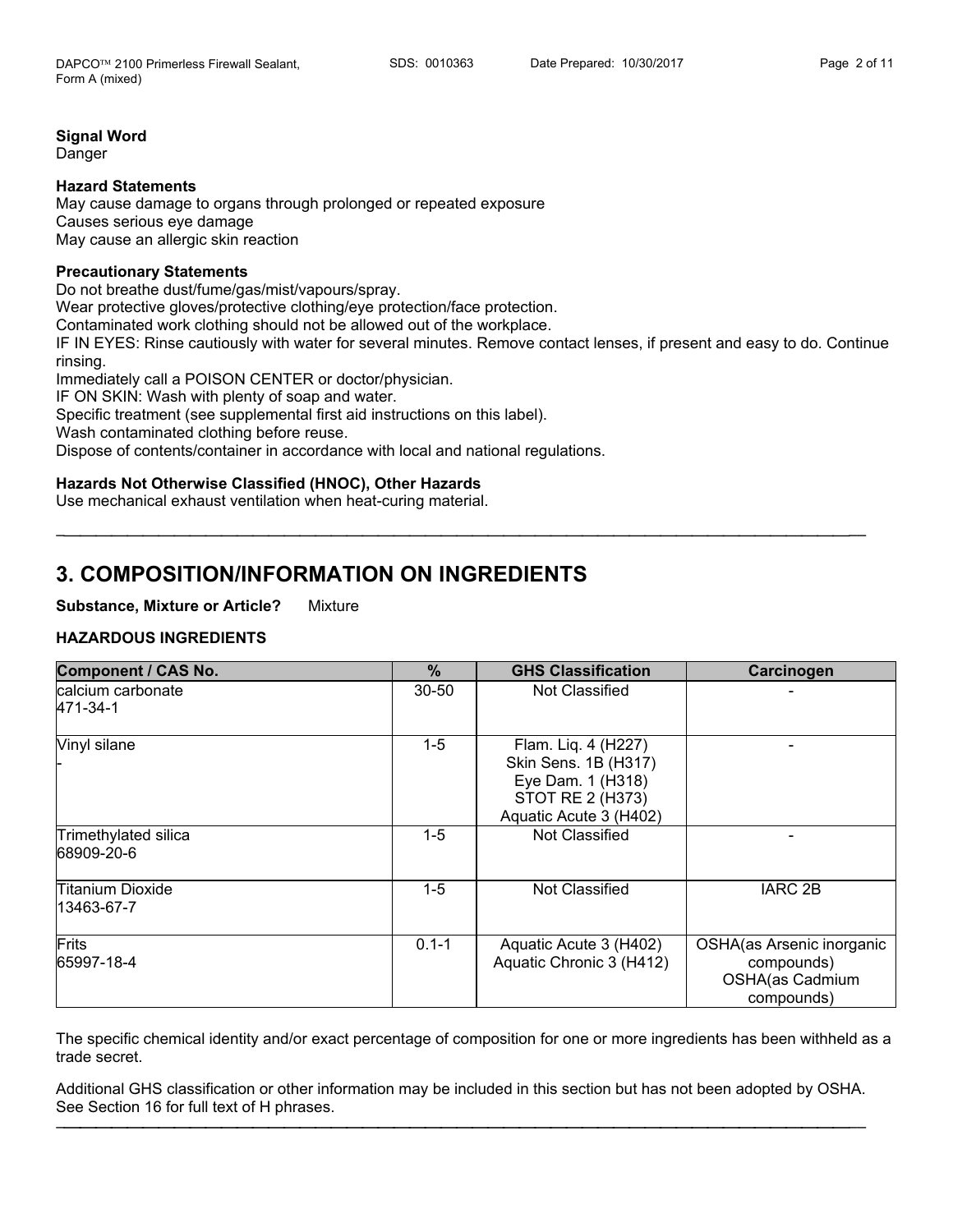**Signal Word**
Danger

**Hazard Statements**
May cause damage to organs through prolonged or repeated exposure
Causes serious eye damage
May cause an allergic skin reaction

**Precautionary Statements**
Do not breathe dust/fume/gas/mist/vapours/spray.
Wear protective gloves/protective clothing/eye protection/face protection.
Contaminated work clothing should not be allowed out of the workplace.
IF IN EYES: Rinse cautiously with water for several minutes. Remove contact lenses, if present and easy to do. Continue rinsing.
Immediately call a POISON CENTER or doctor/physician.
IF ON SKIN: Wash with plenty of soap and water.
Specific treatment (see supplemental first aid instructions on this label).
Wash contaminated clothing before reuse.
Dispose of contents/container in accordance with local and national regulations.

**Hazards Not Otherwise Classified (HNOC), Other Hazards**
Use mechanical exhaust ventilation when heat-curing material.

---

# 3. COMPOSITION/INFORMATION ON INGREDIENTS

**Substance, Mixture or Article?** Mixture

**HAZARDOUS INGREDIENTS**

| Component / CAS No. | % | GHS Classification | Carcinogen |
|---|---|---|---|
| calcium carbonate<br>471-34-1 | 30-50 | Not Classified | - |
| Vinyl silane<br>- | 1-5 | Flam. Liq. 4 (H227)<br>Skin Sens. 1B (H317)<br>Eye Dam. 1 (H318)<br>STOT RE 2 (H373)<br>Aquatic Acute 3 (H402) | - |
| Trimethylated silica<br>68909-20-6 | 1-5 | Not Classified | - |
| Titanium Dioxide<br>13463-67-7 | 1-5 | Not Classified | IARC 2B |
| Frits<br>65997-18-4 | 0.1-1 | Aquatic Acute 3 (H402)<br>Aquatic Chronic 3 (H412) | OSHA(as Arsenic inorganic compounds)<br>OSHA(as Cadmium compounds) |

The specific chemical identity and/or exact percentage of composition for one or more ingredients has been withheld as a trade secret.

Additional GHS classification or other information may be included in this section but has not been adopted by OSHA.
See Section 16 for full text of H phrases.

---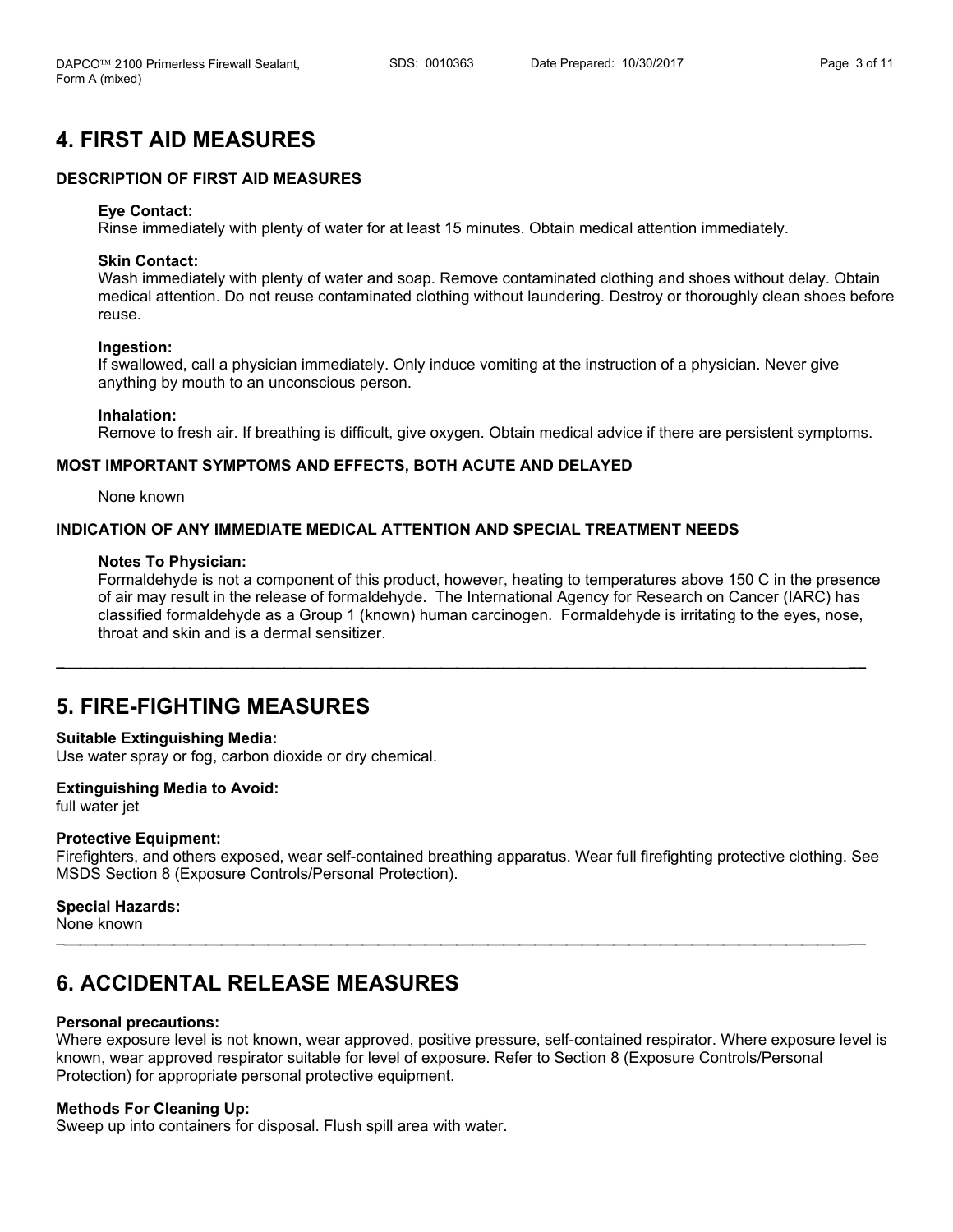# 4. FIRST AID MEASURES

### DESCRIPTION OF FIRST AID MEASURES

**Eye Contact:**
Rinse immediately with plenty of water for at least 15 minutes. Obtain medical attention immediately.

**Skin Contact:**
Wash immediately with plenty of water and soap. Remove contaminated clothing and shoes without delay. Obtain medical attention. Do not reuse contaminated clothing without laundering. Destroy or thoroughly clean shoes before reuse.

**Ingestion:**
If swallowed, call a physician immediately. Only induce vomiting at the instruction of a physician. Never give anything by mouth to an unconscious person.

**Inhalation:**
Remove to fresh air. If breathing is difficult, give oxygen. Obtain medical advice if there are persistent symptoms.

### MOST IMPORTANT SYMPTOMS AND EFFECTS, BOTH ACUTE AND DELAYED

None known

### INDICATION OF ANY IMMEDIATE MEDICAL ATTENTION AND SPECIAL TREATMENT NEEDS

**Notes To Physician:**
Formaldehyde is not a component of this product, however, heating to temperatures above 150 C in the presence of air may result in the release of formaldehyde. The International Agency for Research on Cancer (IARC) has classified formaldehyde as a Group 1 (known) human carcinogen. Formaldehyde is irritating to the eyes, nose, throat and skin and is a dermal sensitizer.

---

# 5. FIRE-FIGHTING MEASURES

**Suitable Extinguishing Media:**
Use water spray or fog, carbon dioxide or dry chemical.

**Extinguishing Media to Avoid:**
full water jet

**Protective Equipment:**
Firefighters, and others exposed, wear self-contained breathing apparatus. Wear full firefighting protective clothing. See MSDS Section 8 (Exposure Controls/Personal Protection).

**Special Hazards:**
None known

---

# 6. ACCIDENTAL RELEASE MEASURES

**Personal precautions:**
Where exposure level is not known, wear approved, positive pressure, self-contained respirator. Where exposure level is known, wear approved respirator suitable for level of exposure. Refer to Section 8 (Exposure Controls/Personal Protection) for appropriate personal protective equipment.

**Methods For Cleaning Up:**
Sweep up into containers for disposal. Flush spill area with water.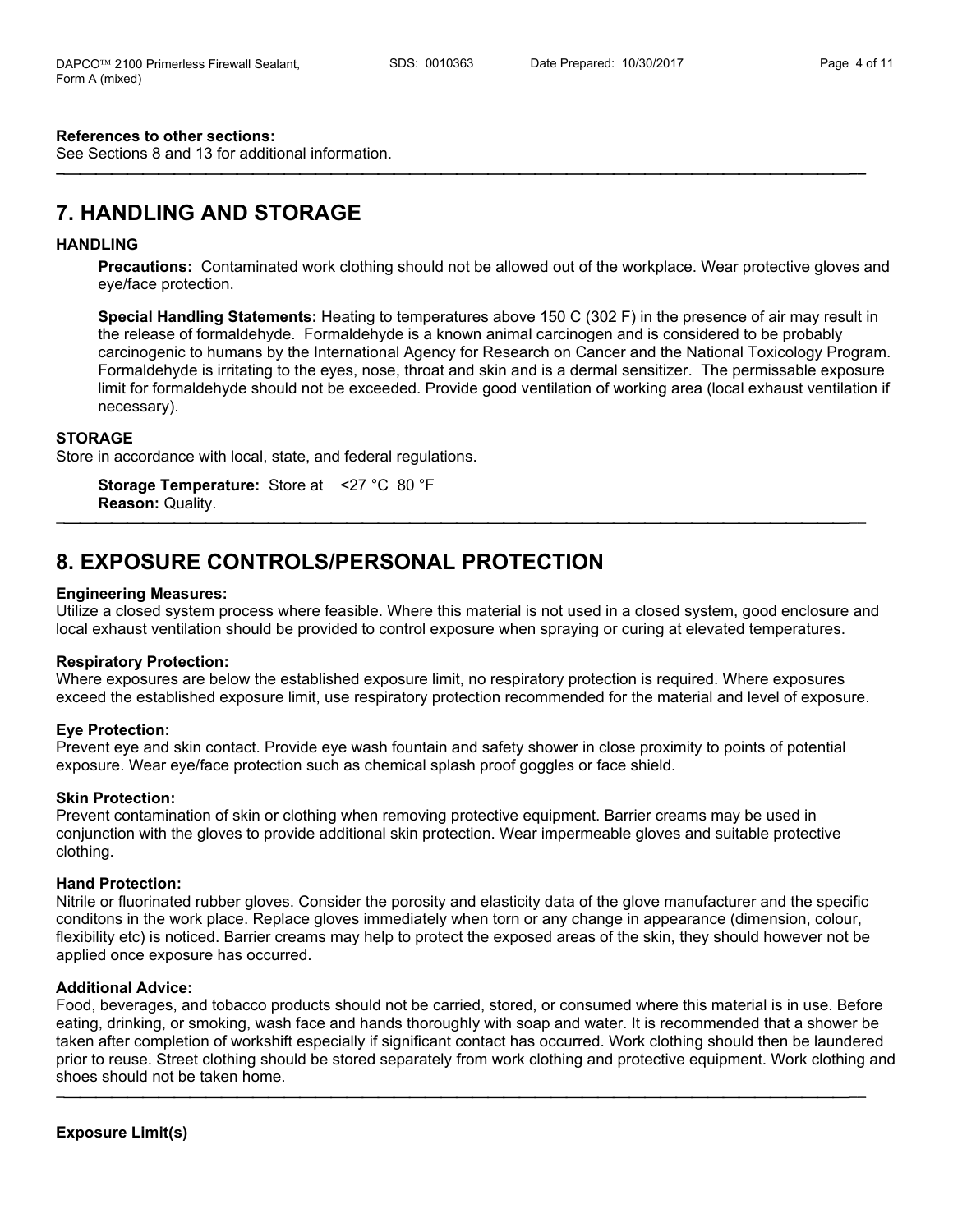**References to other sections:**
See Sections 8 and 13 for additional information.

---

## 7. HANDLING AND STORAGE

### HANDLING

**Precautions:** Contaminated work clothing should not be allowed out of the workplace. Wear protective gloves and eye/face protection.

**Special Handling Statements:** Heating to temperatures above 150 C (302 F) in the presence of air may result in the release of formaldehyde. Formaldehyde is a known animal carcinogen and is considered to be probably carcinogenic to humans by the International Agency for Research on Cancer and the National Toxicology Program. Formaldehyde is irritating to the eyes, nose, throat and skin and is a dermal sensitizer. The permissable exposure limit for formaldehyde should not be exceeded. Provide good ventilation of working area (local exhaust ventilation if necessary).

### STORAGE

Store in accordance with local, state, and federal regulations.

**Storage Temperature:** Store at <27 °C 80 °F
**Reason:** Quality.

---

## 8. EXPOSURE CONTROLS/PERSONAL PROTECTION

**Engineering Measures:**
Utilize a closed system process where feasible. Where this material is not used in a closed system, good enclosure and local exhaust ventilation should be provided to control exposure when spraying or curing at elevated temperatures.

**Respiratory Protection:**
Where exposures are below the established exposure limit, no respiratory protection is required. Where exposures exceed the established exposure limit, use respiratory protection recommended for the material and level of exposure.

**Eye Protection:**
Prevent eye and skin contact. Provide eye wash fountain and safety shower in close proximity to points of potential exposure. Wear eye/face protection such as chemical splash proof goggles or face shield.

**Skin Protection:**
Prevent contamination of skin or clothing when removing protective equipment. Barrier creams may be used in conjunction with the gloves to provide additional skin protection. Wear impermeable gloves and suitable protective clothing.

**Hand Protection:**
Nitrile or fluorinated rubber gloves. Consider the porosity and elasticity data of the glove manufacturer and the specific conditons in the work place. Replace gloves immediately when torn or any change in appearance (dimension, colour, flexibility etc) is noticed. Barrier creams may help to protect the exposed areas of the skin, they should however not be applied once exposure has occurred.

**Additional Advice:**
Food, beverages, and tobacco products should not be carried, stored, or consumed where this material is in use. Before eating, drinking, or smoking, wash face and hands thoroughly with soap and water. It is recommended that a shower be taken after completion of workshift especially if significant contact has occurred. Work clothing should then be laundered prior to reuse. Street clothing should be stored separately from work clothing and protective equipment. Work clothing and shoes should not be taken home.

---

**Exposure Limit(s)**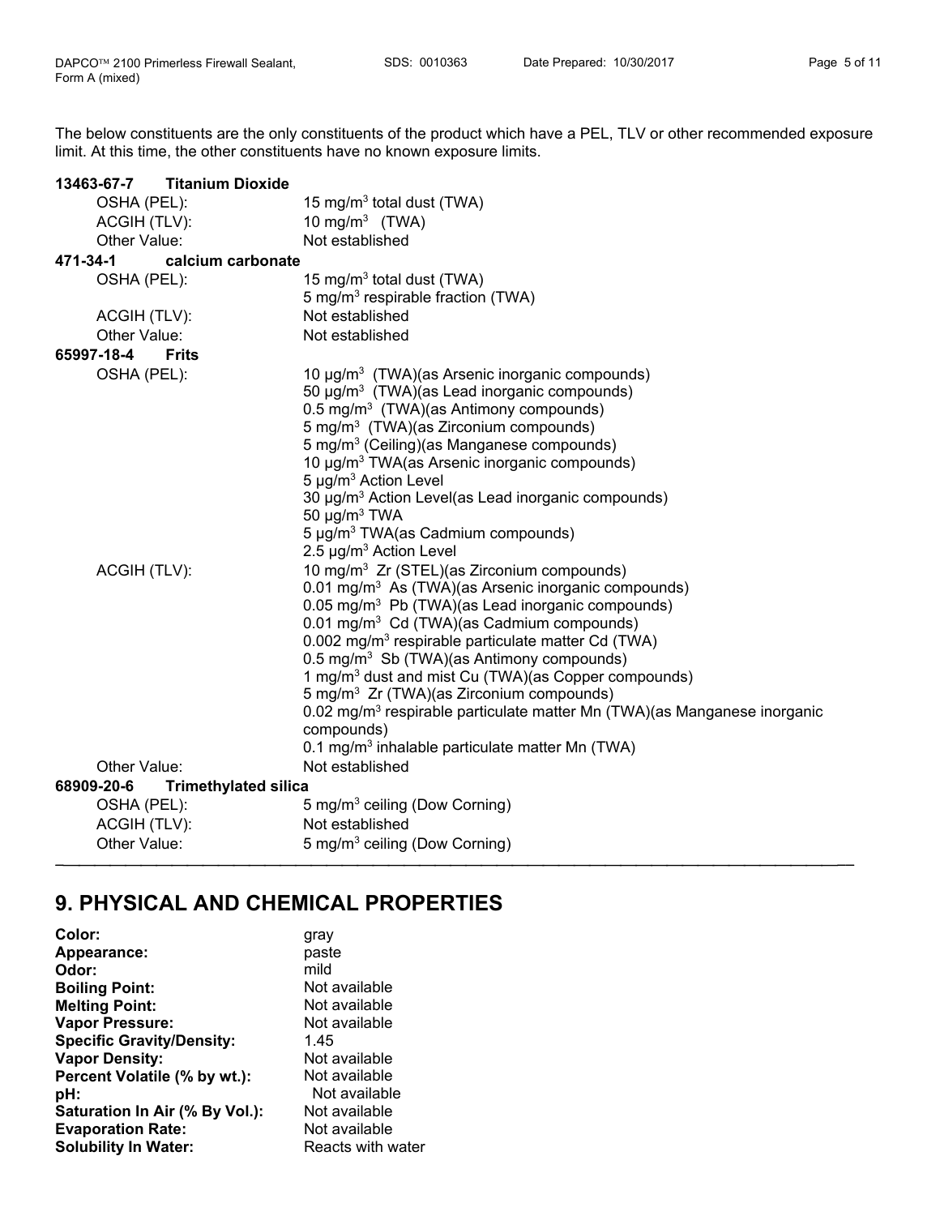The below constituents are the only constituents of the product which have a PEL, TLV or other recommended exposure limit. At this time, the other constituents have no known exposure limits.

**13463-67-7 Titanium Dioxide**

| | |
|---|---|
| OSHA (PEL): | 15 mg/m$^3$ total dust (TWA) |
| ACGIH (TLV): | 10 mg/m$^3$ (TWA) |
| Other Value: | Not established |

**471-34-1 calcium carbonate**

| | |
|---|---|
| OSHA (PEL): | 15 mg/m$^3$ total dust (TWA)<br>5 mg/m$^3$ respirable fraction (TWA) |
| ACGIH (TLV): | Not established |
| Other Value: | Not established |

**65997-18-4 Frits**

| | |
|---|---|
| OSHA (PEL): | 10 µg/m$^3$ (TWA)(as Arsenic inorganic compounds)<br>50 µg/m$^3$ (TWA)(as Lead inorganic compounds)<br>0.5 mg/m$^3$ (TWA)(as Antimony compounds)<br>5 mg/m$^3$ (TWA)(as Zirconium compounds)<br>5 mg/m$^3$ (Ceiling)(as Manganese compounds)<br>10 µg/m$^3$ TWA(as Arsenic inorganic compounds)<br>5 µg/m$^3$ Action Level<br>30 µg/m$^3$ Action Level(as Lead inorganic compounds)<br>50 µg/m$^3$ TWA<br>5 µg/m$^3$ TWA(as Cadmium compounds)<br>2.5 µg/m$^3$ Action Level |
| ACGIH (TLV): | 10 mg/m$^3$ Zr (STEL)(as Zirconium compounds)<br>0.01 mg/m$^3$ As (TWA)(as Arsenic inorganic compounds)<br>0.05 mg/m$^3$ Pb (TWA)(as Lead inorganic compounds)<br>0.01 mg/m$^3$ Cd (TWA)(as Cadmium compounds)<br>0.002 mg/m$^3$ respirable particulate matter Cd (TWA)<br>0.5 mg/m$^3$ Sb (TWA)(as Antimony compounds)<br>1 mg/m$^3$ dust and mist Cu (TWA)(as Copper compounds)<br>5 mg/m$^3$ Zr (TWA)(as Zirconium compounds)<br>0.02 mg/m$^3$ respirable particulate matter Mn (TWA)(as Manganese inorganic compounds)<br>0.1 mg/m$^3$ inhalable particulate matter Mn (TWA) |
| Other Value: | Not established |

**68909-20-6 Trimethylated silica**

| | |
|---|---|
| OSHA (PEL): | 5 mg/m$^3$ ceiling (Dow Corning) |
| ACGIH (TLV): | Not established |
| Other Value: | 5 mg/m$^3$ ceiling (Dow Corning) |

## 9. PHYSICAL AND CHEMICAL PROPERTIES

| | |
|---|---|
| **Color:** | gray |
| **Appearance:** | paste |
| **Odor:** | mild |
| **Boiling Point:** | Not available |
| **Melting Point:** | Not available |
| **Vapor Pressure:** | Not available |
| **Specific Gravity/Density:** | 1.45 |
| **Vapor Density:** | Not available |
| **Percent Volatile (% by wt.):** | Not available |
| **pH:** | Not available |
| **Saturation In Air (% By Vol.):** | Not available |
| **Evaporation Rate:** | Not available |
| **Solubility In Water:** | Reacts with water |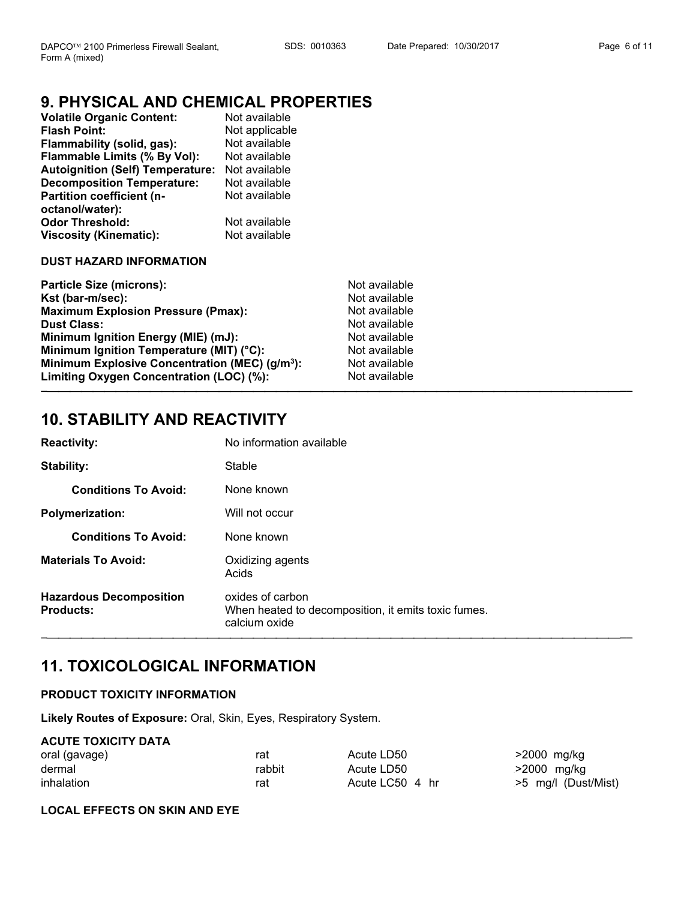## 9. PHYSICAL AND CHEMICAL PROPERTIES

| | |
|---|---|
| **Volatile Organic Content:** | Not available |
| **Flash Point:** | Not applicable |
| **Flammability (solid, gas):** | Not available |
| **Flammable Limits (% By Vol):** | Not available |
| **Autoignition (Self) Temperature:** | Not available |
| **Decomposition Temperature:** | Not available |
| **Partition coefficient (n-octanol/water):** | Not available |
| **Odor Threshold:** | Not available |
| **Viscosity (Kinematic):** | Not available |

### DUST HAZARD INFORMATION

| | |
|---|---|
| **Particle Size (microns):** | Not available |
| **Kst (bar-m/sec):** | Not available |
| **Maximum Explosion Pressure (Pmax):** | Not available |
| **Dust Class:** | Not available |
| **Minimum Ignition Energy (MIE) (mJ):** | Not available |
| **Minimum Ignition Temperature (MIT) (°C):** | Not available |
| **Minimum Explosive Concentration (MEC) (g/m$^3$):** | Not available |
| **Limiting Oxygen Concentration (LOC) (%):** | Not available |

## 10. STABILITY AND REACTIVITY

| | |
|---|---|
| **Reactivity:** | No information available |
| **Stability:** | Stable |
| **Conditions To Avoid:** | None known |
| **Polymerization:** | Will not occur |
| **Conditions To Avoid:** | None known |
| **Materials To Avoid:** | Oxidizing agents<br>Acids |
| **Hazardous Decomposition Products:** | oxides of carbon<br>When heated to decomposition, it emits toxic fumes.<br>calcium oxide |

## 11. TOXICOLOGICAL INFORMATION

### PRODUCT TOXICITY INFORMATION

**Likely Routes of Exposure:** Oral, Skin, Eyes, Respiratory System.

### ACUTE TOXICITY DATA

| | | | |
|---|---|---|---|
| oral (gavage) | rat | Acute LD50 | >2000 mg/kg |
| dermal | rabbit | Acute LD50 | >2000 mg/kg |
| inhalation | rat | Acute LC50 4 hr | >5 mg/l (Dust/Mist) |

### LOCAL EFFECTS ON SKIN AND EYE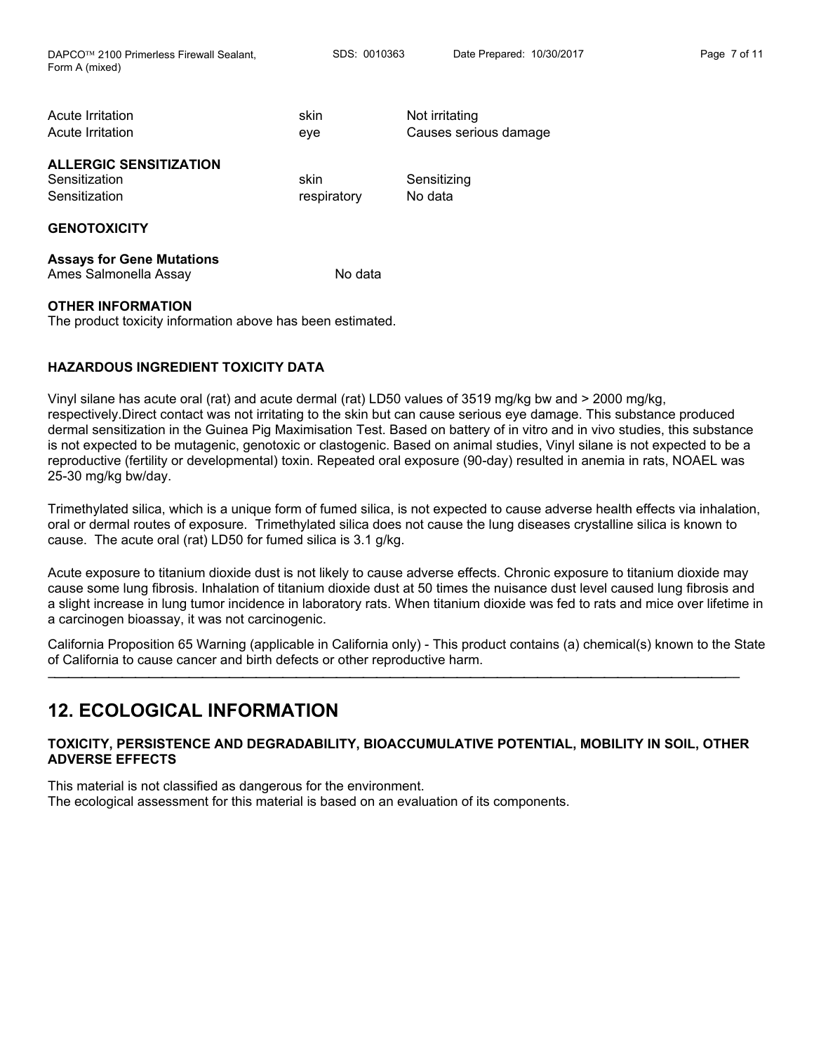| | | |
|---|---|---|
| Acute Irritation | skin | Not irritating |
| Acute Irritation | eye | Causes serious damage |

**ALLERGIC SENSITIZATION**

| | | |
|---|---|---|
| Sensitization | skin | Sensitizing |
| Sensitization | respiratory | No data |

**GENOTOXICITY**

**Assays for Gene Mutations**

| | |
|---|---|
| Ames Salmonella Assay | No data |

**OTHER INFORMATION**

The product toxicity information above has been estimated.

**HAZARDOUS INGREDIENT TOXICITY DATA**

Vinyl silane has acute oral (rat) and acute dermal (rat) LD50 values of 3519 mg/kg bw and > 2000 mg/kg, respectively.Direct contact was not irritating to the skin but can cause serious eye damage. This substance produced dermal sensitization in the Guinea Pig Maximisation Test. Based on battery of in vitro and in vivo studies, this substance is not expected to be mutagenic, genotoxic or clastogenic. Based on animal studies, Vinyl silane is not expected to be a reproductive (fertility or developmental) toxin. Repeated oral exposure (90-day) resulted in anemia in rats, NOAEL was 25-30 mg/kg bw/day.

Trimethylated silica, which is a unique form of fumed silica, is not expected to cause adverse health effects via inhalation, oral or dermal routes of exposure. Trimethylated silica does not cause the lung diseases crystalline silica is known to cause. The acute oral (rat) LD50 for fumed silica is 3.1 g/kg.

Acute exposure to titanium dioxide dust is not likely to cause adverse effects. Chronic exposure to titanium dioxide may cause some lung fibrosis. Inhalation of titanium dioxide dust at 50 times the nuisance dust level caused lung fibrosis and a slight increase in lung tumor incidence in laboratory rats. When titanium dioxide was fed to rats and mice over lifetime in a carcinogen bioassay, it was not carcinogenic.

California Proposition 65 Warning (applicable in California only) - This product contains (a) chemical(s) known to the State of California to cause cancer and birth defects or other reproductive harm.

---

# 12. ECOLOGICAL INFORMATION

**TOXICITY, PERSISTENCE AND DEGRADABILITY, BIOACCUMULATIVE POTENTIAL, MOBILITY IN SOIL, OTHER ADVERSE EFFECTS**

This material is not classified as dangerous for the environment.
The ecological assessment for this material is based on an evaluation of its components.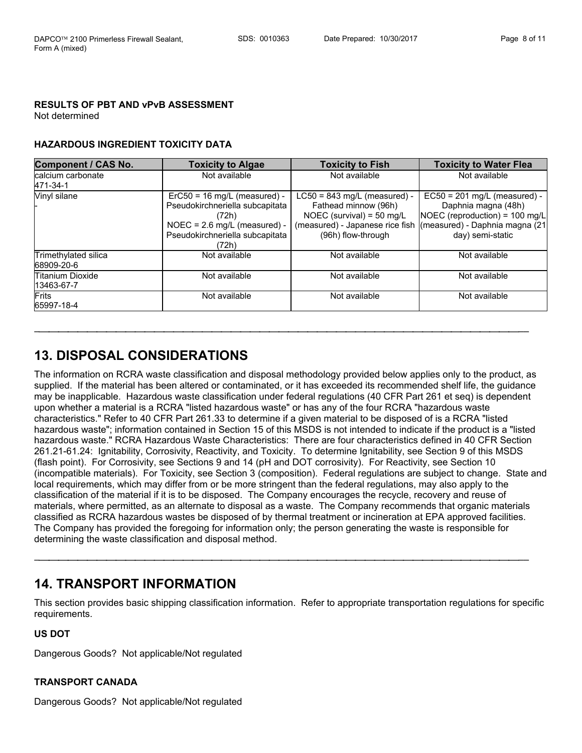**RESULTS OF PBT AND vPvB ASSESSMENT**

Not determined

**HAZARDOUS INGREDIENT TOXICITY DATA**

| Component / CAS No. | Toxicity to Algae | Toxicity to Fish | Toxicity to Water Flea |
| --- | --- | --- | --- |
| calcium carbonate 471-34-1 | Not available | Not available | Not available |
| Vinyl silane - | ErC50 = 16 mg/L (measured) - Pseudokirchneriella subcapitata (72h) NOEC = 2.6 mg/L (measured) - Pseudokirchneriella subcapitata (72h) | LC50 = 843 mg/L (measured) - Fathead minnow (96h) NOEC (survival) = 50 mg/L (measured) - Japanese rice fish (96h) flow-through | EC50 = 201 mg/L (measured) - Daphnia magna (48h) NOEC (reproduction) = 100 mg/L (measured) - Daphnia magna (21 day) semi-static |
| Trimethylated silica 68909-20-6 | Not available | Not available | Not available |
| Titanium Dioxide 13463-67-7 | Not available | Not available | Not available |
| Frits 65997-18-4 | Not available | Not available | Not available |

---

# 13. DISPOSAL CONSIDERATIONS

The information on RCRA waste classification and disposal methodology provided below applies only to the product, as supplied. If the material has been altered or contaminated, or it has exceeded its recommended shelf life, the guidance may be inapplicable. Hazardous waste classification under federal regulations (40 CFR Part 261 et seq) is dependent upon whether a material is a RCRA "listed hazardous waste" or has any of the four RCRA "hazardous waste characteristics." Refer to 40 CFR Part 261.33 to determine if a given material to be disposed of is a RCRA "listed hazardous waste"; information contained in Section 15 of this MSDS is not intended to indicate if the product is a "listed hazardous waste." RCRA Hazardous Waste Characteristics: There are four characteristics defined in 40 CFR Section 261.21-61.24: Ignitability, Corrosivity, Reactivity, and Toxicity. To determine Ignitability, see Section 9 of this MSDS (flash point). For Corrosivity, see Sections 9 and 14 (pH and DOT corrosivity). For Reactivity, see Section 10 (incompatible materials). For Toxicity, see Section 3 (composition). Federal regulations are subject to change. State and local requirements, which may differ from or be more stringent than the federal regulations, may also apply to the classification of the material if it is to be disposed. The Company encourages the recycle, recovery and reuse of materials, where permitted, as an alternate to disposal as a waste. The Company recommends that organic materials classified as RCRA hazardous wastes be disposed of by thermal treatment or incineration at EPA approved facilities. The Company has provided the foregoing for information only; the person generating the waste is responsible for determining the waste classification and disposal method.

---

# 14. TRANSPORT INFORMATION

This section provides basic shipping classification information. Refer to appropriate transportation regulations for specific requirements.

**US DOT**

Dangerous Goods? Not applicable/Not regulated

**TRANSPORT CANADA**

Dangerous Goods? Not applicable/Not regulated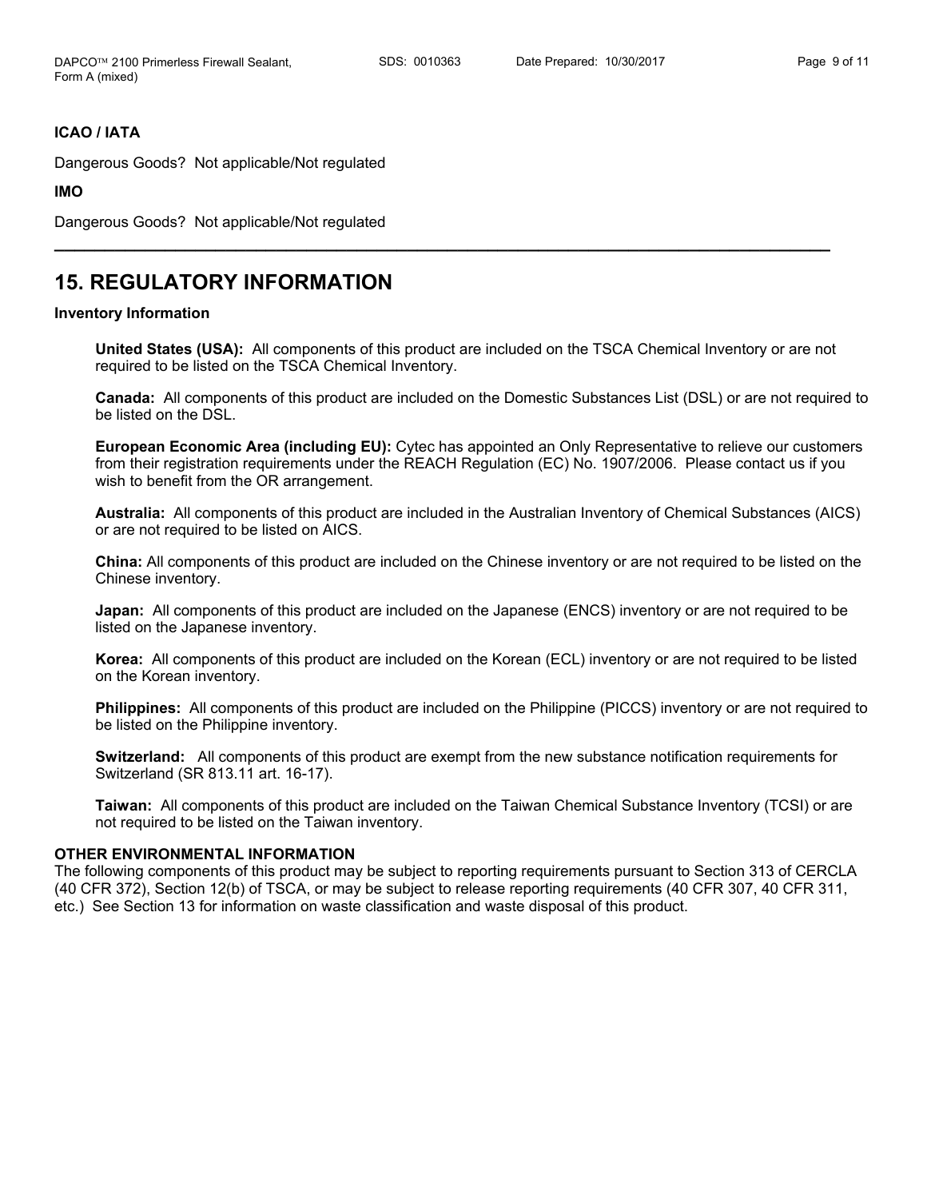**ICAO / IATA**

Dangerous Goods? Not applicable/Not regulated

**IMO**

Dangerous Goods? Not applicable/Not regulated

---

# 15. REGULATORY INFORMATION

**Inventory Information**

**United States (USA):** All components of this product are included on the TSCA Chemical Inventory or are not required to be listed on the TSCA Chemical Inventory.

**Canada:** All components of this product are included on the Domestic Substances List (DSL) or are not required to be listed on the DSL.

**European Economic Area (including EU):** Cytec has appointed an Only Representative to relieve our customers from their registration requirements under the REACH Regulation (EC) No. 1907/2006. Please contact us if you wish to benefit from the OR arrangement.

**Australia:** All components of this product are included in the Australian Inventory of Chemical Substances (AICS) or are not required to be listed on AICS.

**China:** All components of this product are included on the Chinese inventory or are not required to be listed on the Chinese inventory.

**Japan:** All components of this product are included on the Japanese (ENCS) inventory or are not required to be listed on the Japanese inventory.

**Korea:** All components of this product are included on the Korean (ECL) inventory or are not required to be listed on the Korean inventory.

**Philippines:** All components of this product are included on the Philippine (PICCS) inventory or are not required to be listed on the Philippine inventory.

**Switzerland:** All components of this product are exempt from the new substance notification requirements for Switzerland (SR 813.11 art. 16-17).

**Taiwan:** All components of this product are included on the Taiwan Chemical Substance Inventory (TCSI) or are not required to be listed on the Taiwan inventory.

**OTHER ENVIRONMENTAL INFORMATION**

The following components of this product may be subject to reporting requirements pursuant to Section 313 of CERCLA (40 CFR 372), Section 12(b) of TSCA, or may be subject to release reporting requirements (40 CFR 307, 40 CFR 311, etc.) See Section 13 for information on waste classification and waste disposal of this product.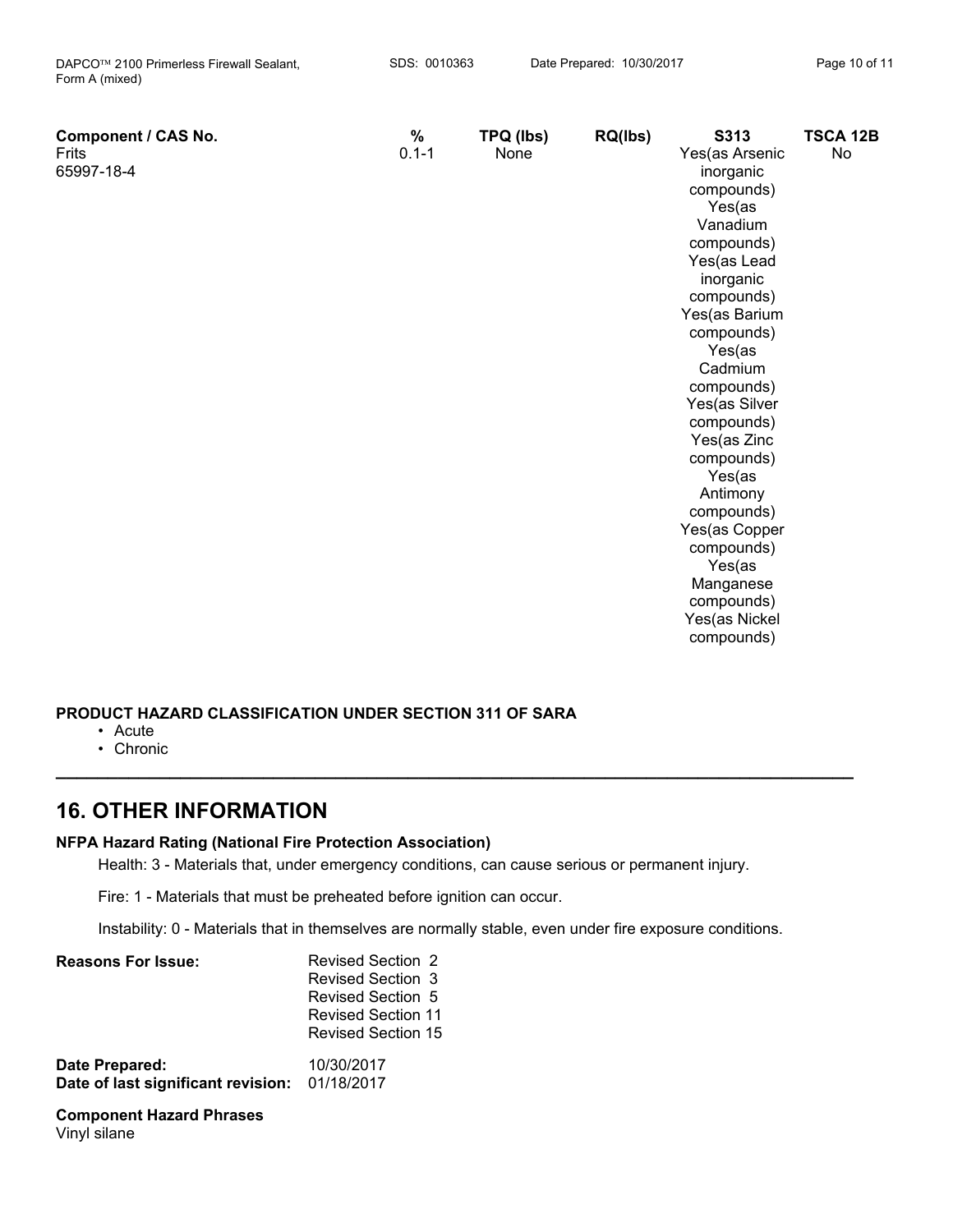| Component / CAS No. | % | TPQ (lbs) | RQ(lbs) | S313 | TSCA 12B |
|---|---|---|---|---|---|
| Frits 65997-18-4 | 0.1-1 | None | | Yes(as Arsenic inorganic compounds) Yes(as Vanadium compounds) Yes(as Lead inorganic compounds) Yes(as Barium compounds) Yes(as Cadmium compounds) Yes(as Silver compounds) Yes(as Zinc compounds) Yes(as Antimony compounds) Yes(as Copper compounds) Yes(as Manganese compounds) Yes(as Nickel compounds) | No |

**PRODUCT HAZARD CLASSIFICATION UNDER SECTION 311 OF SARA**

- Acute
- Chronic

## 16. OTHER INFORMATION

**NFPA Hazard Rating (National Fire Protection Association)**

Health: 3 - Materials that, under emergency conditions, can cause serious or permanent injury.

Fire: 1 - Materials that must be preheated before ignition can occur.

Instability: 0 - Materials that in themselves are normally stable, even under fire exposure conditions.

**Reasons For Issue:**
Revised Section 2
Revised Section 3
Revised Section 5
Revised Section 11
Revised Section 15

**Date Prepared:** 10/30/2017
**Date of last significant revision:** 01/18/2017

**Component Hazard Phrases**
Vinyl silane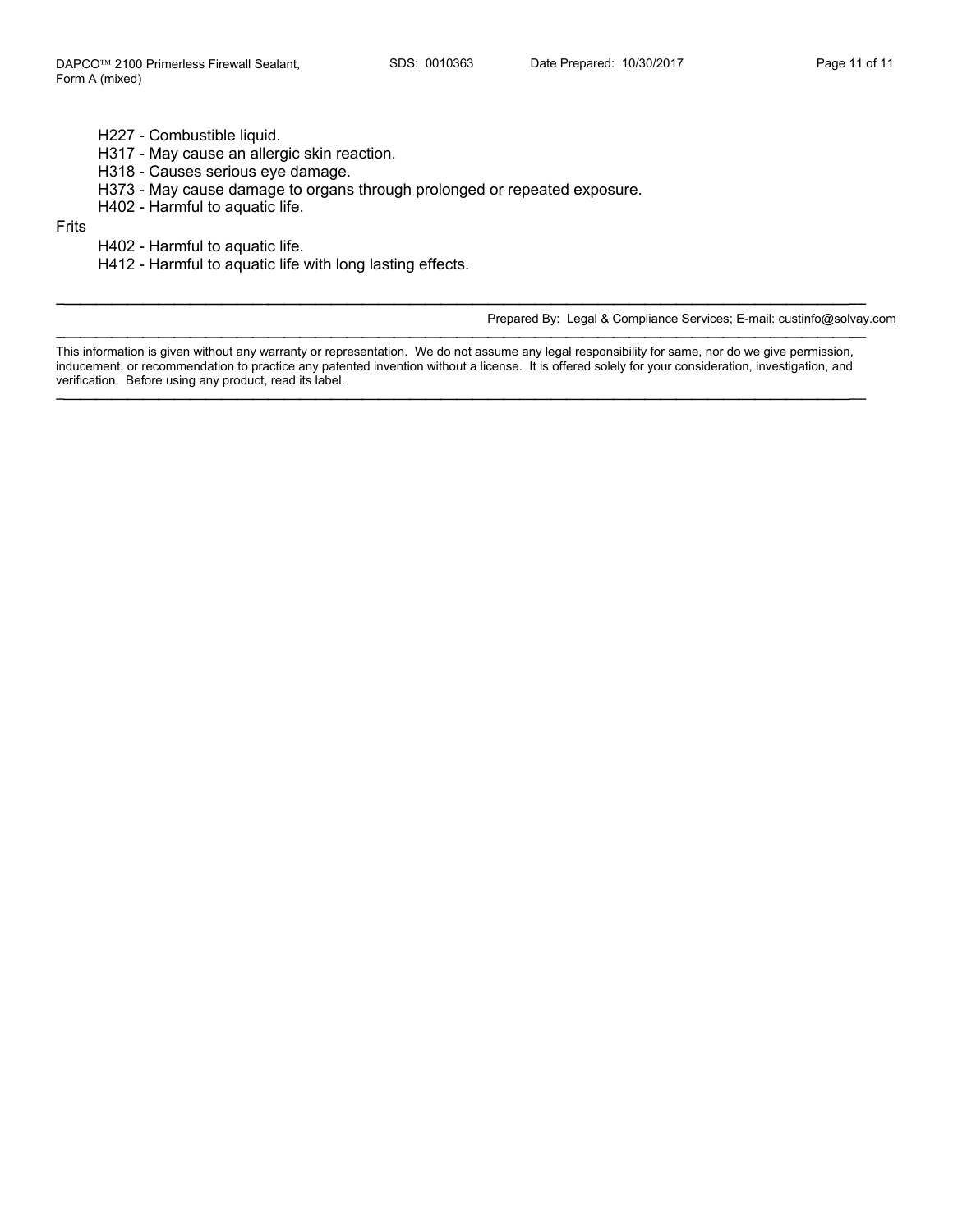H227 - Combustible liquid.
H317 - May cause an allergic skin reaction.
H318 - Causes serious eye damage.
H373 - May cause damage to organs through prolonged or repeated exposure.
H402 - Harmful to aquatic life.

Frits

H402 - Harmful to aquatic life.
H412 - Harmful to aquatic life with long lasting effects.

---

Prepared By: Legal & Compliance Services; E-mail: custinfo@solvay.com

---

This information is given without any warranty or representation. We do not assume any legal responsibility for same, nor do we give permission, inducement, or recommendation to practice any patented invention without a license. It is offered solely for your consideration, investigation, and verification. Before using any product, read its label.